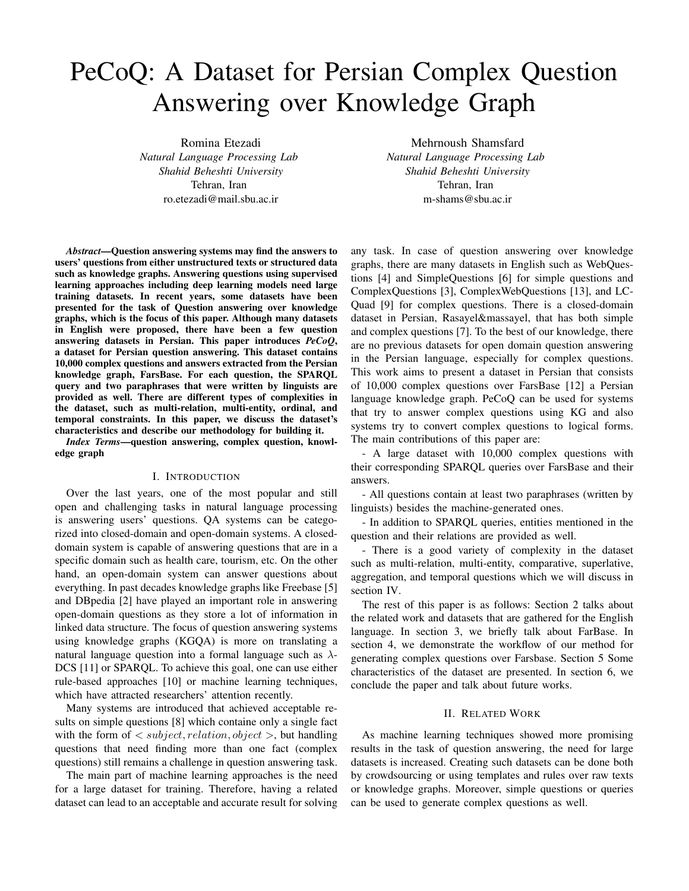# PeCoQ: A Dataset for Persian Complex Question Answering over Knowledge Graph

Romina Etezadi
*Natural Language Processing Lab*
*Shahid Beheshti University*
Tehran, Iran
ro.etezadi@mail.sbu.ac.ir

Mehrnoush Shamsfard
*Natural Language Processing Lab*
*Shahid Beheshti University*
Tehran, Iran
m-shams@sbu.ac.ir

***Abstract*—Question answering systems may find the answers to users' questions from either unstructured texts or structured data such as knowledge graphs. Answering questions using supervised learning approaches including deep learning models need large training datasets. In recent years, some datasets have been presented for the task of Question answering over knowledge graphs, which is the focus of this paper. Although many datasets in English were proposed, there have been a few question answering datasets in Persian. This paper introduces *PeCoQ*, a dataset for Persian question answering. This dataset contains 10,000 complex questions and answers extracted from the Persian knowledge graph, FarsBase. For each question, the SPARQL query and two paraphrases that were written by linguists are provided as well. There are different types of complexities in the dataset, such as multi-relation, multi-entity, ordinal, and temporal constraints. In this paper, we discuss the dataset's characteristics and describe our methodology for building it.**

***Index Terms*—question answering, complex question, knowledge graph**

## I. Introduction

Over the last years, one of the most popular and still open and challenging tasks in natural language processing is answering users' questions. QA systems can be categorized into closed-domain and open-domain systems. A closed-domain system is capable of answering questions that are in a specific domain such as health care, tourism, etc. On the other hand, an open-domain system can answer questions about everything. In past decades knowledge graphs like Freebase [5] and DBpedia [2] have played an important role in answering open-domain questions as they store a lot of information in linked data structure. The focus of question answering systems using knowledge graphs (KGQA) is more on translating a natural language question into a formal language such as $\lambda$-DCS [11] or SPARQL. To achieve this goal, one can use either rule-based approaches [10] or machine learning techniques, which have attracted researchers' attention recently.

Many systems are introduced that achieved acceptable results on simple questions [8] which containe only a single fact with the form of $< subject, relation, object >$, but handling questions that need finding more than one fact (complex questions) still remains a challenge in question answering task.

The main part of machine learning approaches is the need for a large dataset for training. Therefore, having a related dataset can lead to an acceptable and accurate result for solving any task. In case of question answering over knowledge graphs, there are many datasets in English such as WebQuestions [4] and SimpleQuestions [6] for simple questions and ComplexQuestions [3], ComplexWebQuestions [13], and LC-Quad [9] for complex questions. There is a closed-domain dataset in Persian, Rasayel&massayel, that has both simple and complex questions [7]. To the best of our knowledge, there are no previous datasets for open domain question answering in the Persian language, especially for complex questions. This work aims to present a dataset in Persian that consists of 10,000 complex questions over FarsBase [12] a Persian language knowledge graph. PeCoQ can be used for systems that try to answer complex questions using KG and also systems try to convert complex questions to logical forms. The main contributions of this paper are:

- A large dataset with 10,000 complex questions with their corresponding SPARQL queries over FarsBase and their answers.

- All questions contain at least two paraphrases (written by linguists) besides the machine-generated ones.

- In addition to SPARQL queries, entities mentioned in the question and their relations are provided as well.

- There is a good variety of complexity in the dataset such as multi-relation, multi-entity, comparative, superlative, aggregation, and temporal questions which we will discuss in section IV.

The rest of this paper is as follows: Section 2 talks about the related work and datasets that are gathered for the English language. In section 3, we briefly talk about FarBase. In section 4, we demonstrate the workflow of our method for generating complex questions over Farsbase. Section 5 Some characteristics of the dataset are presented. In section 6, we conclude the paper and talk about future works.

## II. Related Work

As machine learning techniques showed more promising results in the task of question answering, the need for large datasets is increased. Creating such datasets can be done both by crowdsourcing or using templates and rules over raw texts or knowledge graphs. Moreover, simple questions or queries can be used to generate complex questions as well.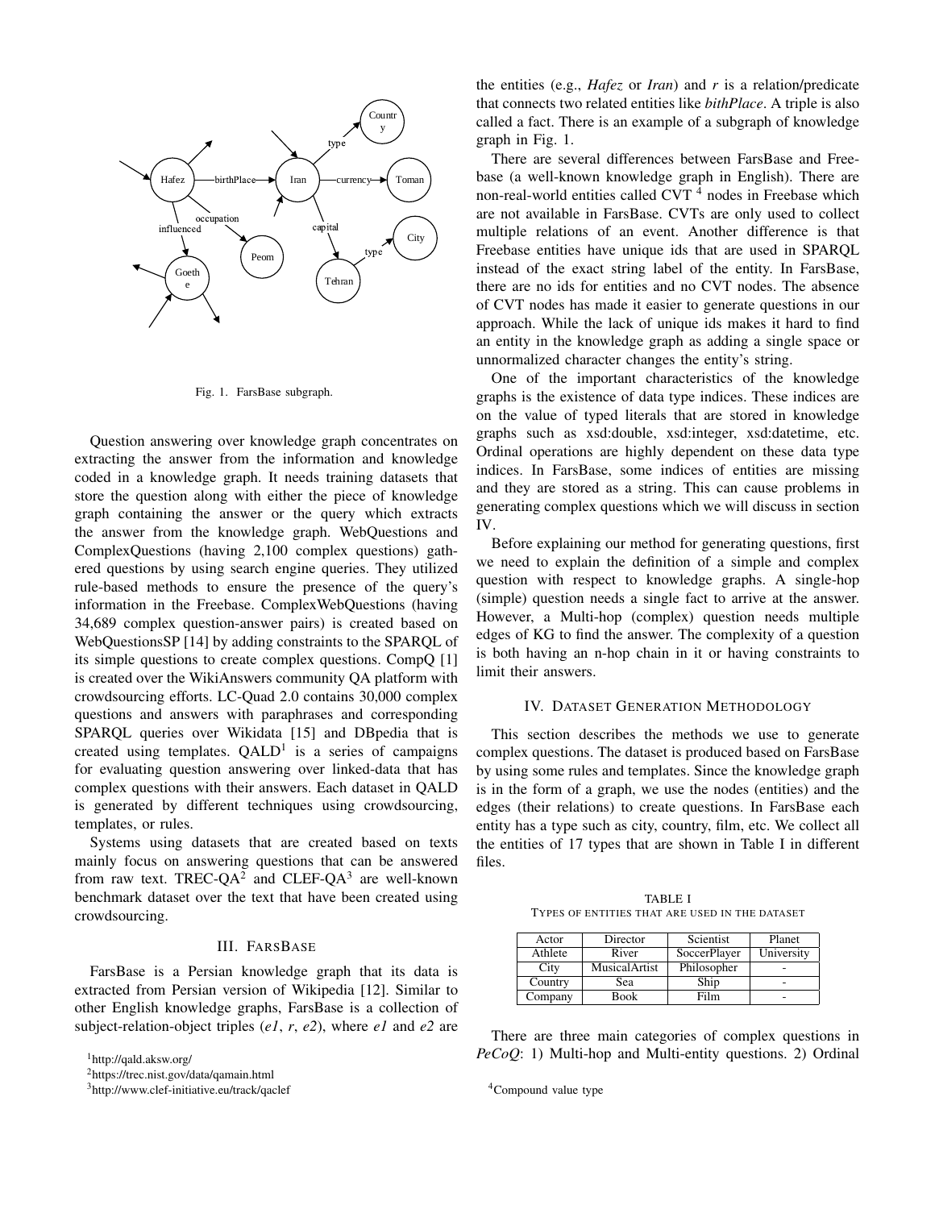Fig. 1. FarsBase subgraph.

Question answering over knowledge graph concentrates on extracting the answer from the information and knowledge coded in a knowledge graph. It needs training datasets that store the question along with either the piece of knowledge graph containing the answer or the query which extracts the answer from the knowledge graph. WebQuestions and ComplexQuestions (having 2,100 complex questions) gathered questions by using search engine queries. They utilized rule-based methods to ensure the presence of the query's information in the Freebase. ComplexWebQuestions (having 34,689 complex question-answer pairs) is created based on WebQuestionsSP [14] by adding constraints to the SPARQL of its simple questions to create complex questions. CompQ [1] is created over the WikiAnswers community QA platform with crowdsourcing efforts. LC-Quad 2.0 contains 30,000 complex questions and answers with paraphrases and corresponding SPARQL queries over Wikidata [15] and DBpedia that is created using templates. QALD[1] is a series of campaigns for evaluating question answering over linked-data that has complex questions with their answers. Each dataset in QALD is generated by different techniques using crowdsourcing, templates, or rules.

Systems using datasets that are created based on texts mainly focus on answering questions that can be answered from raw text. TREC-QA[2] and CLEF-QA[3] are well-known benchmark dataset over the text that have been created using crowdsourcing.

## III. FarsBase

FarsBase is a Persian knowledge graph that its data is extracted from Persian version of Wikipedia [12]. Similar to other English knowledge graphs, FarsBase is a collection of subject-relation-object triples (*e1*, *r*, *e2*), where *e1* and *e2* are the entities (e.g., *Hafez* or *Iran*) and *r* is a relation/predicate that connects two related entities like *bithPlace*. A triple is also called a fact. There is an example of a subgraph of knowledge graph in Fig. 1.

There are several differences between FarsBase and Freebase (a well-known knowledge graph in English). There are non-real-world entities called CVT [4] nodes in Freebase which are not available in FarsBase. CVTs are only used to collect multiple relations of an event. Another difference is that Freebase entities have unique ids that are used in SPARQL instead of the exact string label of the entity. In FarsBase, there are no ids for entities and no CVT nodes. The absence of CVT nodes has made it easier to generate questions in our approach. While the lack of unique ids makes it hard to find an entity in the knowledge graph as adding a single space or unnormalized character changes the entity's string.

One of the important characteristics of the knowledge graphs is the existence of data type indices. These indices are on the value of typed literals that are stored in knowledge graphs such as xsd:double, xsd:integer, xsd:datetime, etc. Ordinal operations are highly dependent on these data type indices. In FarsBase, some indices of entities are missing and they are stored as a string. This can cause problems in generating complex questions which we will discuss in section IV.

Before explaining our method for generating questions, first we need to explain the definition of a simple and complex question with respect to knowledge graphs. A single-hop (simple) question needs a single fact to arrive at the answer. However, a Multi-hop (complex) question needs multiple edges of KG to find the answer. The complexity of a question is both having an n-hop chain in it or having constraints to limit their answers.

## IV. Dataset Generation Methodology

This section describes the methods we use to generate complex questions. The dataset is produced based on FarsBase by using some rules and templates. Since the knowledge graph is in the form of a graph, we use the nodes (entities) and the edges (their relations) to create questions. In FarsBase each entity has a type such as city, country, film, etc. We collect all the entities of 17 types that are shown in Table I in different files.

TABLE I
Types of entities that are used in the dataset

| Actor | Director | Scientist | Planet |
|---|---|---|---|
| Athlete | River | SoccerPlayer | University |
| City | MusicalArtist | Philosopher | - |
| Country | Sea | Ship | - |
| Company | Book | Film | - |

There are three main categories of complex questions in *PeCoQ*: 1) Multi-hop and Multi-entity questions. 2) Ordinal

[1] http://qald.aksw.org/

[2] https://trec.nist.gov/data/qamain.html

[3] http://www.clef-initiative.eu/track/qaclef

[4] Compound value type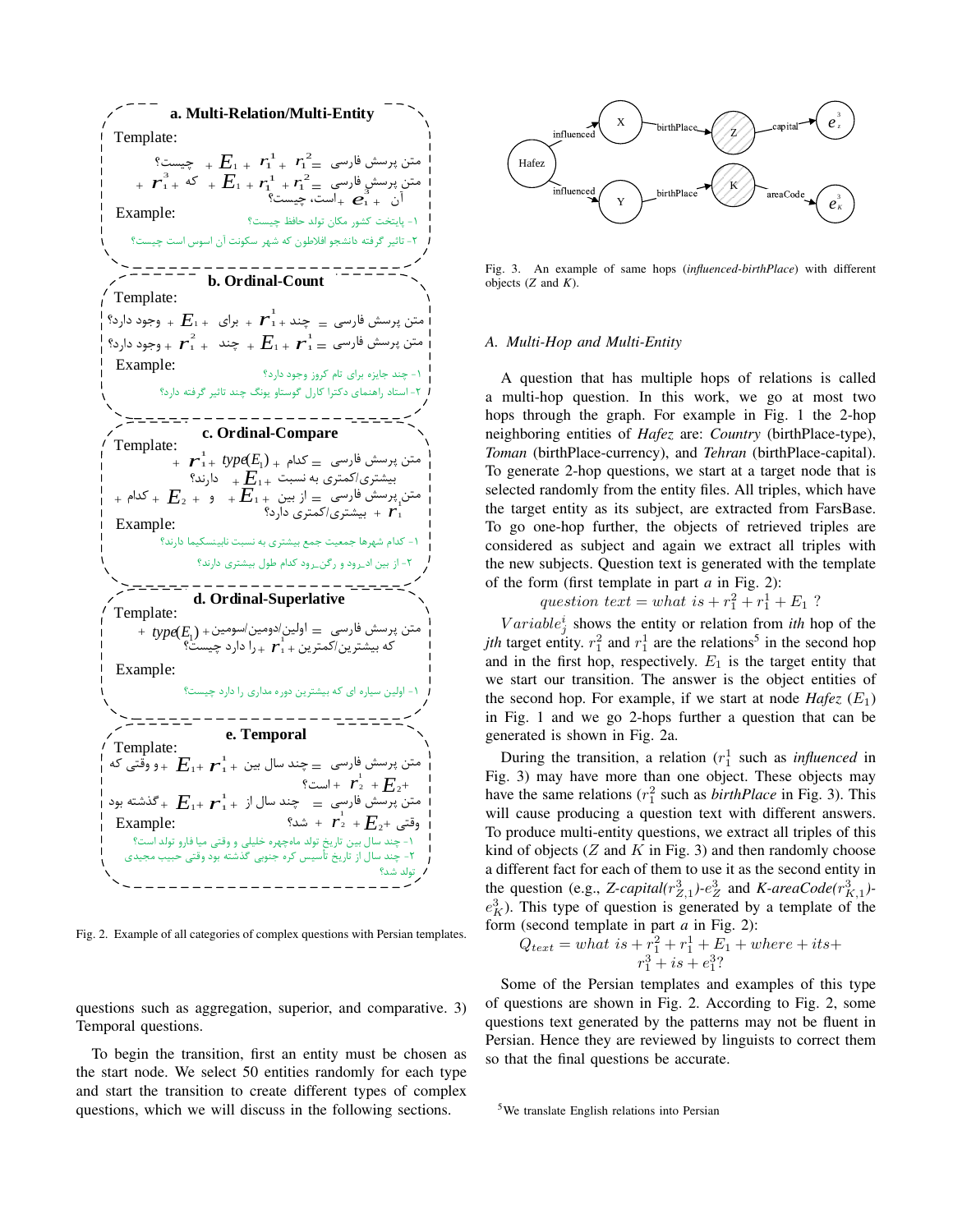**a. Multi-Relation/Multi-Entity**

Template:

متن پرسش فارسی = $r_1^2$ + $r_1^1$ + $E_1$ + چیست؟

متن پرسش فارسی = $r_1^2$ + $r_1^1$ + $E_1$ + که + $r_1^3$ + آن + $e_1^3$ + است، چیست؟

Example:

۱- پایتخت کشور مکان تولد حافظ چیست؟

۲- تاثیر گرفته دانشجو افلاطون که شهر سکونت آن اسوس است چیست؟

**b. Ordinal-Count**

Template:

متن پرسش فارسی = چند + $r_1^1$ + برای + $E_1$ + وجود دارد؟

متن پرسش فارسی = $r_1^1$ + $E_1$ + چند + $r_1^2$ + وجود دارد؟

Example:

۱- چند جایزه برای تام کروز وجود دارد؟

۲- استاد راهنمای دکترا کارل گوستاو یونگ چند تاثیر گرفته دارد؟

**c. Ordinal-Compare**

Template:

متن پرسش فارسی = کدام + type($E_1$) + $r_1^1$ + بیشتری/کمتری به نسبت + $E_1$ + دارند؟

متن پرسش فارسی = از بین + $E_1$ + و + $E_2$ + کدام + $r_1$ + بیشتری/کمتری دارد؟

Example:

۱- کدام شهرها جمعیت جمع بیشتری به نسبت تایبنسکیما دارند؟

۲- از بین ادـرود و رگنـرود کدام طول بیشتری دارند؟

**d. Ordinal-Superlative**

Template:

متن پرسش فارسی = اولین/دومین/سومین + type($E_1$) + که بیشترین/کمترین + $r_1^1$ + را دارد چیست؟

Example:

۱- اولین سیاره ای که بیشترین دوره مداری را دارد چیست؟

**e. Temporal**

Template:

متن پرسش فارسی = چند سال بین + $r_1^1$ + $E_1$ + و وقتی که + $E_2$ + $r_2^1$ + است؟

متن پرسش فارسی = چند سال از + $r_1^1$ + $E_1$ + گذشته بود وقتی + $E_2$ + $r_2^1$ + شد؟

Example:

۱- چند سال بین تاریخ تولد ماهچهره خلیلی و وقتی میا فارو تولد است؟

۲- چند سال از تاریخ تأسیس کره جنوبی گذشته بود وقتی حبیب مجیدی تولد شد؟

Fig. 2. Example of all categories of complex questions with Persian templates.

questions such as aggregation, superior, and comparative. 3) Temporal questions.

To begin the transition, first an entity must be chosen as the start node. We select 50 entities randomly for each type and start the transition to create different types of complex questions, which we will discuss in the following sections.

Fig. 3. An example of same hops (*influenced-birthPlace*) with different objects ($Z$ and $K$).

### A. Multi-Hop and Multi-Entity

A question that has multiple hops of relations is called a multi-hop question. In this work, we go at most two hops through the graph. For example in Fig. 1 the 2-hop neighboring entities of *Hafez* are: *Country* (birthPlace-type), *Toman* (birthPlace-currency), and *Tehran* (birthPlace-capital). To generate 2-hop questions, we start at a target node that is selected randomly from the entity files. All triples, which have the target entity as its subject, are extracted from FarsBase. To go one-hop further, the objects of retrieved triples are considered as subject and again we extract all triples with the new subjects. Question text is generated with the template of the form (first template in part *a* in Fig. 2):

$$question\ text = what\ is + r_1^2 + r_1^1 + E_1\ ?$$

$Variable_j^i$ shows the entity or relation from *ith* hop of the *jth* target entity. $r_1^2$ and $r_1^1$ are the relations[5] in the second hop and in the first hop, respectively. $E_1$ is the target entity that we start our transition. The answer is the object entities of the second hop. For example, if we start at node *Hafez* ($E_1$) in Fig. 1 and we go 2-hops further a question that can be generated is shown in Fig. 2a.

During the transition, a relation ($r_1^1$ such as *influenced* in Fig. 3) may have more than one object. These objects may have the same relations ($r_1^2$ such as *birthPlace* in Fig. 3). This will cause producing a question text with different answers. To produce multi-entity questions, we extract all triples of this kind of objects ($Z$ and $K$ in Fig. 3) and then randomly choose a different fact for each of them to use it as the second entity in the question (e.g., *Z-capital*($r_{Z,1}^3$)-$e_Z^3$ and *K-areaCode*($r_{K,1}^3$)-$e_K^3$). This type of question is generated by a template of the form (second template in part *a* in Fig. 2):

$$Q_{text} = what\ is + r_1^2 + r_1^1 + E_1 + where + its + r_1^3 + is + e_1^3?$$

Some of the Persian templates and examples of this type of questions are shown in Fig. 2. According to Fig. 2, some questions text generated by the patterns may not be fluent in Persian. Hence they are reviewed by linguists to correct them so that the final questions be accurate.

[5] We translate English relations into Persian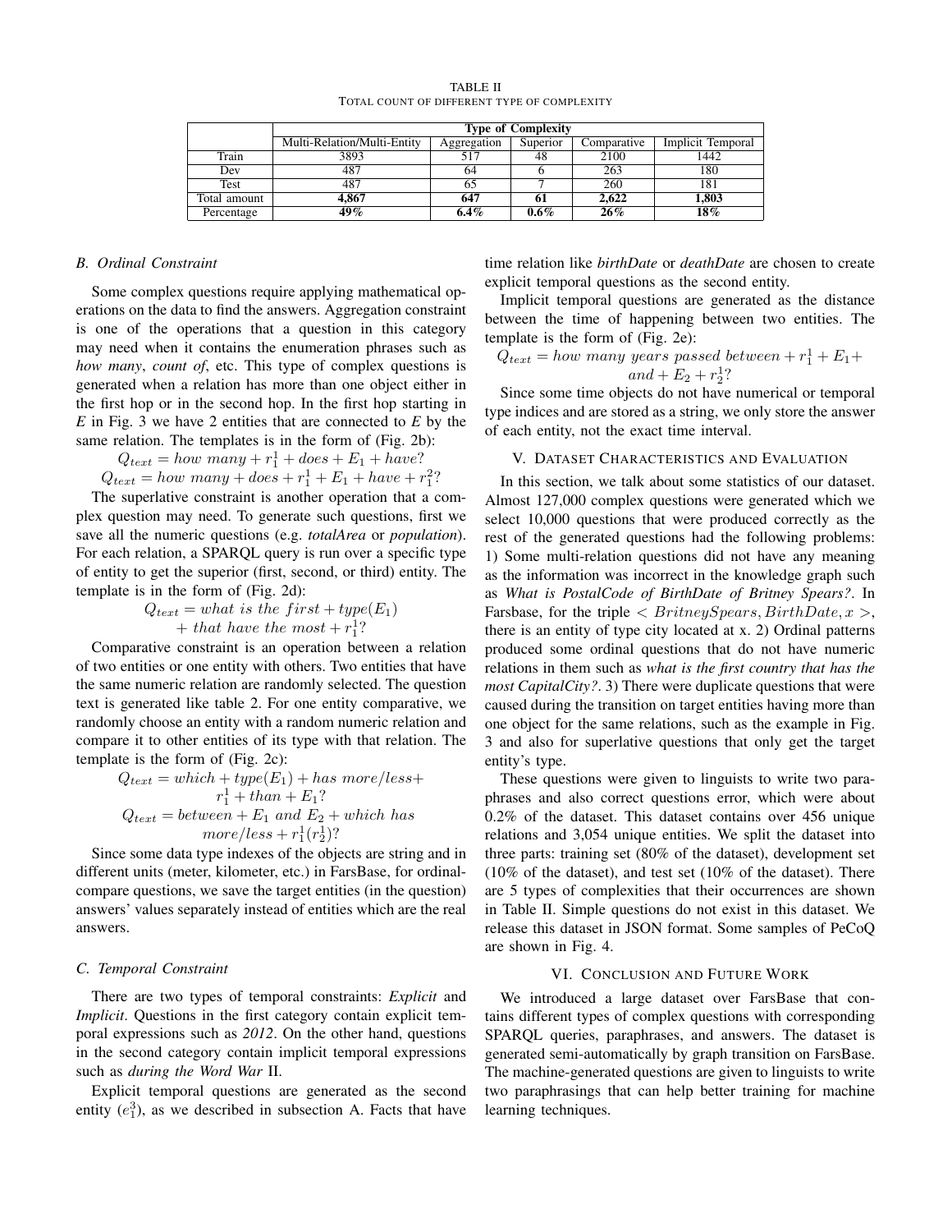TABLE II
TOTAL COUNT OF DIFFERENT TYPE OF COMPLEXITY

| | Type of Complexity | | | | |
|---|---|---|---|---|---|
| | Multi-Relation/Multi-Entity | Aggregation | Superior | Comparative | Implicit Temporal |
| Train | 3893 | 517 | 48 | 2100 | 1442 |
| Dev | 487 | 64 | 6 | 263 | 180 |
| Test | 487 | 65 | 7 | 260 | 181 |
| Total amount | **4,867** | **647** | **61** | **2,622** | **1,803** |
| Percentage | **49%** | **6.4%** | **0.6%** | **26%** | **18%** |

### B. Ordinal Constraint

Some complex questions require applying mathematical operations on the data to find the answers. Aggregation constraint is one of the operations that a question in this category may need when it contains the enumeration phrases such as *how many*, *count of*, etc. This type of complex questions is generated when a relation has more than one object either in the first hop or in the second hop. In the first hop starting in *E* in Fig. 3 we have 2 entities that are connected to *E* by the same relation. The templates is in the form of (Fig. 2b):

$$Q_{text} = how\ many + r_1^1 + does + E_1 + have?$$

$$Q_{text} = how\ many + does + r_1^1 + E_1 + have + r_1^2?$$

The superlative constraint is another operation that a complex question may need. To generate such questions, first we save all the numeric questions (e.g. *totalArea* or *population*). For each relation, a SPARQL query is run over a specific type of entity to get the superior (first, second, or third) entity. The template is in the form of (Fig. 2d):

$$Q_{text} = what\ is\ the\ first + type(E_1) + that\ have\ the\ most + r_1^1?$$

Comparative constraint is an operation between a relation of two entities or one entity with others. Two entities that have the same numeric relation are randomly selected. The question text is generated like table 2. For one entity comparative, we randomly choose an entity with a random numeric relation and compare it to other entities of its type with that relation. The template is the form of (Fig. 2c):

$$Q_{text} = which + type(E_1) + has\ more/less + r_1^1 + than + E_1?$$

$$Q_{text} = between + E_1\ and\ E_2 + which\ has\ more/less + r_1^1(r_2^1)?$$

Since some data type indexes of the objects are string and in different units (meter, kilometer, etc.) in FarsBase, for ordinal-compare questions, we save the target entities (in the question) answers' values separately instead of entities which are the real answers.

### C. Temporal Constraint

There are two types of temporal constraints: *Explicit* and *Implicit*. Questions in the first category contain explicit temporal expressions such as *2012*. On the other hand, questions in the second category contain implicit temporal expressions such as *during the Word War* II.

Explicit temporal questions are generated as the second entity ($e_1^3$), as we described in subsection A. Facts that have time relation like *birthDate* or *deathDate* are chosen to create explicit temporal questions as the second entity.

Implicit temporal questions are generated as the distance between the time of happening between two entities. The template is the form of (Fig. 2e):

$$Q_{text} = how\ many\ years\ passed\ between + r_1^1 + E_1 + and + E_2 + r_2^1?$$

Since some time objects do not have numerical or temporal type indices and are stored as a string, we only store the answer of each entity, not the exact time interval.

## V. DATASET CHARACTERISTICS AND EVALUATION

In this section, we talk about some statistics of our dataset. Almost 127,000 complex questions were generated which we select 10,000 questions that were produced correctly as the rest of the generated questions had the following problems: 1) Some multi-relation questions did not have any meaning as the information was incorrect in the knowledge graph such as *What is PostalCode of BirthDate of Britney Spears?*. In Farsbase, for the triple $< BritneySpears, BirthDate, x >$, there is an entity of type city located at x. 2) Ordinal patterns produced some ordinal questions that do not have numeric relations in them such as *what is the first country that has the most CapitalCity?*. 3) There were duplicate questions that were caused during the transition on target entities having more than one object for the same relations, such as the example in Fig. 3 and also for superlative questions that only get the target entity's type.

These questions were given to linguists to write two paraphrases and also correct questions error, which were about 0.2% of the dataset. This dataset contains over 456 unique relations and 3,054 unique entities. We split the dataset into three parts: training set (80% of the dataset), development set (10% of the dataset), and test set (10% of the dataset). There are 5 types of complexities that their occurrences are shown in Table II. Simple questions do not exist in this dataset. We release this dataset in JSON format. Some samples of PeCoQ are shown in Fig. 4.

## VI. CONCLUSION AND FUTURE WORK

We introduced a large dataset over FarsBase that contains different types of complex questions with corresponding SPARQL queries, paraphrases, and answers. The dataset is generated semi-automatically by graph transition on FarsBase. The machine-generated questions are given to linguists to write two paraphrasings that can help better training for machine learning techniques.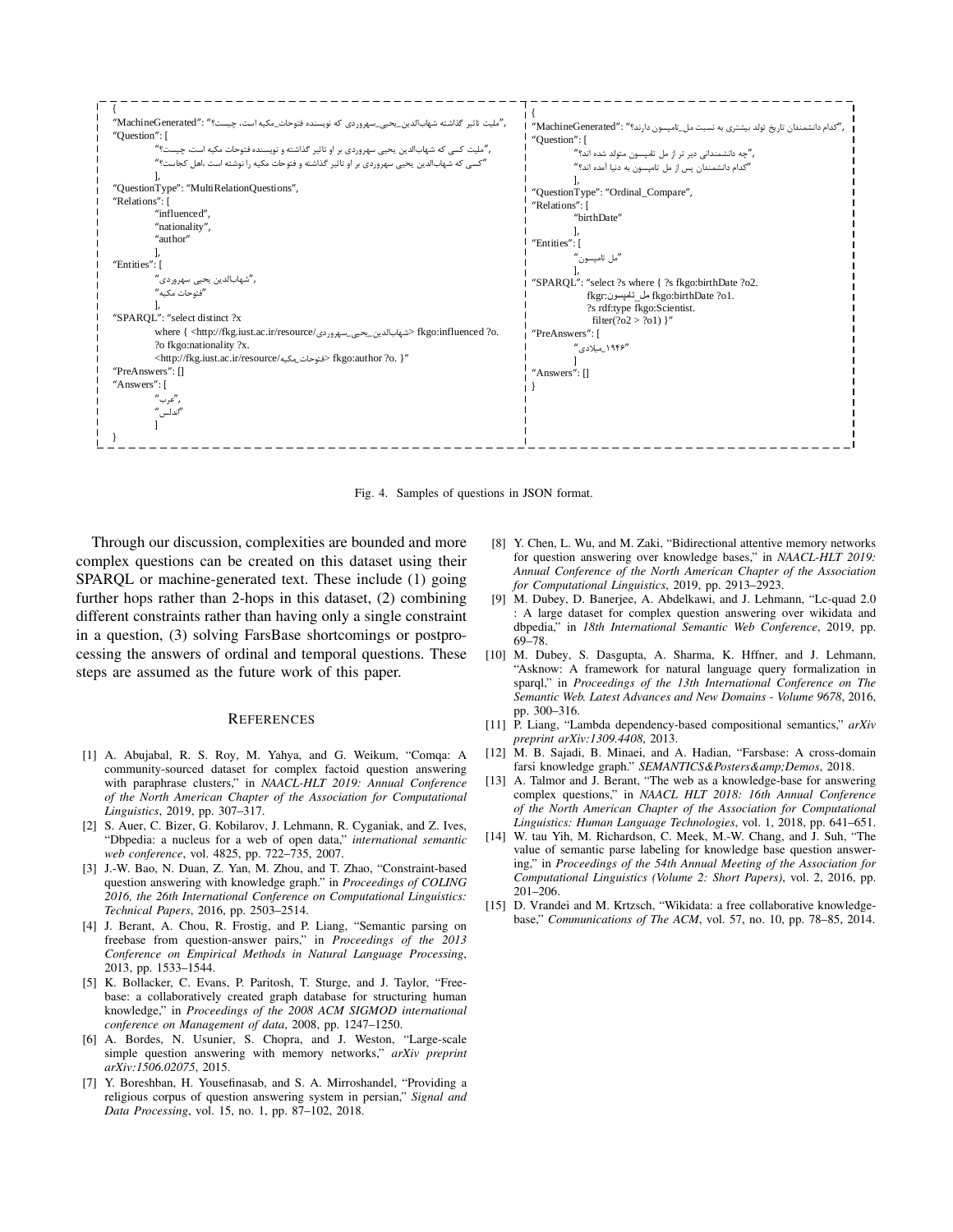```
{
"MachineGenerated": "ملیت تاثیر گذاشته شهاب‌الدین_یحیی_سهروردی که نویسنده فتوحات_مکیه است، چیست؟",
"Question": [
        "ملیت کسی که شهاب‌الدین یحیی سهروردی بر او تاثیر گذاشته و نویسنده فتوحات مکیه است، چیست؟",
        "کسی که شهاب‌الدین یحیی سهروردی بر او تاثیر گذاشته و فتوحات مکیه را نوشته است ،اهل کجاست؟"
        ],
"QuestionType": "MultiRelationQuestions",
"Relations": [
        "influenced",
        "nationality",
        "author"
        ],
"Entities": [
        "شهاب‌الدین یحیی سهروردی",
        "فتوحات مکیه"
        ],
"SPARQL": "select distinct ?x
        where { <http://fkg.iust.ac.ir/resource/شهاب‌الدین_یحیی_سهروردی> fkgo:influenced ?o.
        ?o fkgo:nationality ?x.
        <http://fkg.iust.ac.ir/resource/فتوحات_مکیه> fkgo:author ?o. }"
"PreAnswers": []
"Answers": [
        "عرب",
        "اندلس"
        ]
}
```

```
{
"MachineGenerated": "کدام دانشمندان تاریخ تولد بیشتری به نسبت مل_تامپسون دارند؟",
"Question": [
        "چه دانشمندانی دیر تر از مل تامپسون متولد شده اند؟",
        "کدام دانشمندان پس از مل تامپسون به دنیا آمده اند؟"
        ],
"QuestionType": "Ordinal_Compare",
"Relations": [
        "birthDate"
        ],
"Entities": [
        "مل تامپسون"
        ],
"SPARQL": "select ?s where { ?s fkgo:birthDate ?o2.
        fkgr:مل_تامپسون fkgo:birthDate ?o1.
        ?s rdf:type fkgo:Scientist.
        filter(?o2 > ?o1) }"
"PreAnswers": [
        "۱۹۴۶_میلادی"
        ]
"Answers": []
}
```

Fig. 4. Samples of questions in JSON format.

Through our discussion, complexities are bounded and more complex questions can be created on this dataset using their SPARQL or machine-generated text. These include (1) going further hops rather than 2-hops in this dataset, (2) combining different constraints rather than having only a single constraint in a question, (3) solving FarsBase shortcomings or postprocessing the answers of ordinal and temporal questions. These steps are assumed as the future work of this paper.

## References

[1] A. Abujabal, R. S. Roy, M. Yahya, and G. Weikum, "Comqa: A community-sourced dataset for complex factoid question answering with paraphrase clusters," in *NAACL-HLT 2019: Annual Conference of the North American Chapter of the Association for Computational Linguistics*, 2019, pp. 307–317.

[2] S. Auer, C. Bizer, G. Kobilarov, J. Lehmann, R. Cyganiak, and Z. Ives, "Dbpedia: a nucleus for a web of open data," *international semantic web conference*, vol. 4825, pp. 722–735, 2007.

[3] J.-W. Bao, N. Duan, Z. Yan, M. Zhou, and T. Zhao, "Constraint-based question answering with knowledge graph." in *Proceedings of COLING 2016, the 26th International Conference on Computational Linguistics: Technical Papers*, 2016, pp. 2503–2514.

[4] J. Berant, A. Chou, R. Frostig, and P. Liang, "Semantic parsing on freebase from question-answer pairs," in *Proceedings of the 2013 Conference on Empirical Methods in Natural Language Processing*, 2013, pp. 1533–1544.

[5] K. Bollacker, C. Evans, P. Paritosh, T. Sturge, and J. Taylor, "Freebase: a collaboratively created graph database for structuring human knowledge," in *Proceedings of the 2008 ACM SIGMOD international conference on Management of data*, 2008, pp. 1247–1250.

[6] A. Bordes, N. Usunier, S. Chopra, and J. Weston, "Large-scale simple question answering with memory networks," *arXiv preprint arXiv:1506.02075*, 2015.

[7] Y. Boreshban, H. Yousefinasab, and S. A. Mirroshandel, "Providing a religious corpus of question answering system in persian," *Signal and Data Processing*, vol. 15, no. 1, pp. 87–102, 2018.

[8] Y. Chen, L. Wu, and M. Zaki, "Bidirectional attentive memory networks for question answering over knowledge bases," in *NAACL-HLT 2019: Annual Conference of the North American Chapter of the Association for Computational Linguistics*, 2019, pp. 2913–2923.

[9] M. Dubey, D. Banerjee, A. Abdelkawi, and J. Lehmann, "Lc-quad 2.0 : A large dataset for complex question answering over wikidata and dbpedia," in *18th International Semantic Web Conference*, 2019, pp. 69–78.

[10] M. Dubey, S. Dasgupta, A. Sharma, K. Hffner, and J. Lehmann, "Asknow: A framework for natural language query formalization in sparql," in *Proceedings of the 13th International Conference on The Semantic Web. Latest Advances and New Domains - Volume 9678*, 2016, pp. 300–316.

[11] P. Liang, "Lambda dependency-based compositional semantics," *arXiv preprint arXiv:1309.4408*, 2013.

[12] M. B. Sajadi, B. Minaei, and A. Hadian, "Farsbase: A cross-domain farsi knowledge graph." *SEMANTICS&Posters&amp;Demos*, 2018.

[13] A. Talmor and J. Berant, "The web as a knowledge-base for answering complex questions," in *NAACL HLT 2018: 16th Annual Conference of the North American Chapter of the Association for Computational Linguistics: Human Language Technologies*, vol. 1, 2018, pp. 641–651.

[14] W. tau Yih, M. Richardson, C. Meek, M.-W. Chang, and J. Suh, "The value of semantic parse labeling for knowledge base question answering," in *Proceedings of the 54th Annual Meeting of the Association for Computational Linguistics (Volume 2: Short Papers)*, vol. 2, 2016, pp. 201–206.

[15] D. Vrandei and M. Krtzsch, "Wikidata: a free collaborative knowledgebase," *Communications of The ACM*, vol. 57, no. 10, pp. 78–85, 2014.